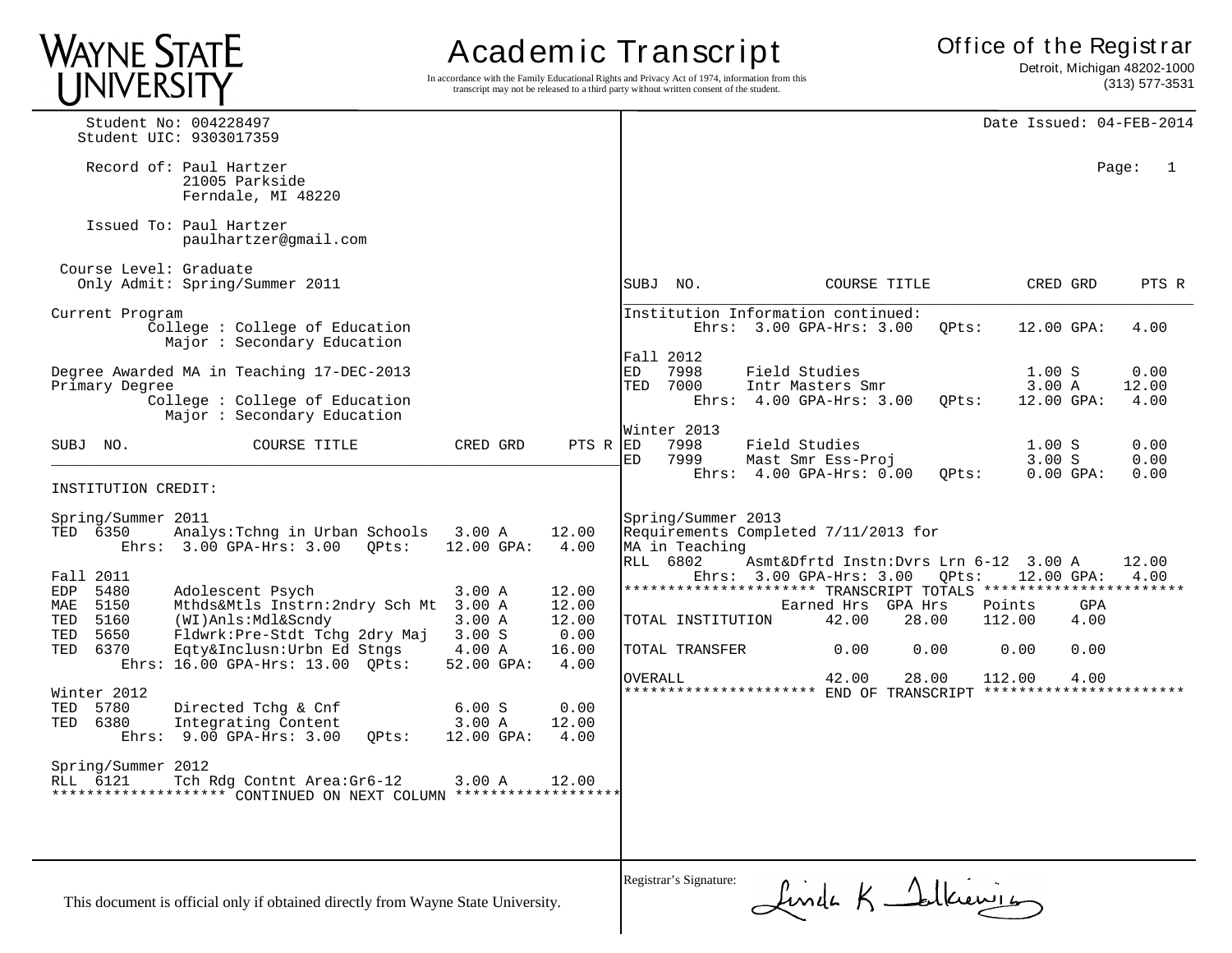# Academic Transcript

**WAYNE STATE UNIVERSITY**

In accordance with the Family Educational Rights and Privacy Act of 1974, information from this transcript may not be released to a third party without written consent of the student.

**Office of the Registrar**
Detroit, Michigan 48202-1000
(313) 577-3531

Student No: 004228497
Student UIC: 9303017359

Date Issued: 04-FEB-2014

Page: 1

Record of: Paul Hartzer
21005 Parkside
Ferndale, MI 48220

Issued To: Paul Hartzer
paulhartzer@gmail.com

Course Level: Graduate
Only Admit: Spring/Summer 2011

Current Program
College : College of Education
Major : Secondary Education

Degree Awarded MA in Teaching 17-DEC-2013
Primary Degree
College : College of Education
Major : Secondary Education

| SUBJ | NO. | COURSE TITLE | CRED | GRD | PTS | R |
|---|---|---|---|---|---|---|
| INSTITUTION CREDIT: | | | | | | |
| Spring/Summer 2011 | | | | | | |
| TED | 6350 | Analys:Tchng in Urban Schools | 3.00 | A | 12.00 | |
| | | Ehrs: 3.00 GPA-Hrs: 3.00 QPts: | 12.00 | GPA: | 4.00 | |
| Fall 2011 | | | | | | |
| EDP | 5480 | Adolescent Psych | 3.00 | A | 12.00 | |
| MAE | 5150 | Mthds&Mtls Instrn:2ndry Sch Mt | 3.00 | A | 12.00 | |
| TED | 5160 | (WI)Anls:Mdl&Scndy | 3.00 | A | 12.00 | |
| TED | 5650 | Fldwrk:Pre-Stdt Tchg 2dry Maj | 3.00 | S | 0.00 | |
| TED | 6370 | Eqty&Inclusn:Urbn Ed Stngs | 4.00 | A | 16.00 | |
| | | Ehrs: 16.00 GPA-Hrs: 13.00 QPts: | 52.00 | GPA: | 4.00 | |
| Winter 2012 | | | | | | |
| TED | 5780 | Directed Tchg & Cnf | 6.00 | S | 0.00 | |
| TED | 6380 | Integrating Content | 3.00 | A | 12.00 | |
| | | Ehrs: 9.00 GPA-Hrs: 3.00 QPts: | 12.00 | GPA: | 4.00 | |
| Spring/Summer 2012 | | | | | | |
| RLL | 6121 | Tch Rdg Contnt Area:Gr6-12 | 3.00 | A | 12.00 | |

******************** CONTINUED ON NEXT COLUMN ********************

| SUBJ | NO. | COURSE TITLE | CRED | GRD | PTS | R |
|---|---|---|---|---|---|---|
| Institution Information continued: | | | | | | |
| | | Ehrs: 3.00 GPA-Hrs: 3.00 QPts: | 12.00 | GPA: | 4.00 | |
| Fall 2012 | | | | | | |
| ED | 7998 | Field Studies | 1.00 | S | 0.00 | |
| TED | 7000 | Intr Masters Smr | 3.00 | A | 12.00 | |
| | | Ehrs: 4.00 GPA-Hrs: 3.00 QPts: | 12.00 | GPA: | 4.00 | |
| Winter 2013 | | | | | | |
| ED | 7998 | Field Studies | 1.00 | S | 0.00 | |
| ED | 7999 | Mast Smr Ess-Proj | 3.00 | S | 0.00 | |
| | | Ehrs: 4.00 GPA-Hrs: 0.00 QPts: | 0.00 | GPA: | 0.00 | |
| Spring/Summer 2013 | | | | | | |
| Requirements Completed 7/11/2013 for MA in Teaching | | | | | | |
| RLL | 6802 | Asmt&Dfrtd Instn:Dvrs Lrn 6-12 | 3.00 | A | 12.00 | |
| | | Ehrs: 3.00 GPA-Hrs: 3.00 QPts: | 12.00 | GPA: | 4.00 | |

********************* TRANSCRIPT TOTALS *********************

| | Earned Hrs | GPA Hrs | Points | GPA |
|---|---|---|---|---|
| TOTAL INSTITUTION | 42.00 | 28.00 | 112.00 | 4.00 |
| TOTAL TRANSFER | 0.00 | 0.00 | 0.00 | 0.00 |
| OVERALL | 42.00 | 28.00 | 112.00 | 4.00 |

********************* END OF TRANSCRIPT *********************

This document is official only if obtained directly from Wayne State University.

Registrar's Signature: Linda K Falkiewicz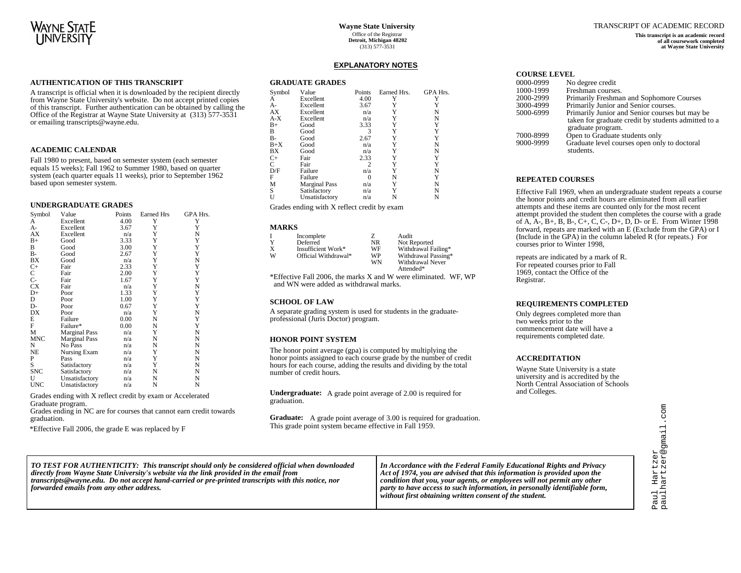WAYNE STATE UNIVERSITY

**Wayne State University**
Office of the Registrar
**Detroit, Michigan 48202**
(313) 577-3531

TRANSCRIPT OF ACADEMIC RECORD

**This transcript is an academic record of all coursework completed at Wayne State University**

# EXPLANATORY NOTES

## AUTHENTICATION OF THIS TRANSCRIPT

A transcript is official when it is downloaded by the recipient directly from Wayne State University's website. Do not accept printed copies of this transcript. Further authentication can be obtained by calling the Office of the Registrar at Wayne State University at (313) 577-3531 or emailing transcripts@wayne.edu.

## ACADEMIC CALENDAR

Fall 1980 to present, based on semester system (each semester equals 15 weeks); Fall 1962 to Summer 1980, based on quarter system (each quarter equals 11 weeks), prior to September 1962 based upon semester system.

## UNDERGRADUATE GRADES

| Symbol | Value | Points | Earned Hrs | GPA Hrs. |
|---|---|---|---|---|
| A | Excellent | 4.00 | Y | Y |
| A- | Excellent | 3.67 | Y | Y |
| AX | Excellent | n/a | Y | N |
| B+ | Good | 3.33 | Y | Y |
| B | Good | 3.00 | Y | Y |
| B- | Good | 2.67 | Y | Y |
| BX | Good | n/a | Y | N |
| C+ | Fair | 2.33 | Y | Y |
| C | Fair | 2.00 | Y | Y |
| C- | Fair | 1.67 | Y | Y |
| CX | Fair | n/a | Y | N |
| D+ | Poor | 1.33 | Y | Y |
| D | Poor | 1.00 | Y | Y |
| D- | Poor | 0.67 | Y | Y |
| DX | Poor | n/a | Y | N |
| E | Failure | 0.00 | N | Y |
| F | Failure* | 0.00 | N | Y |
| M | Marginal Pass | n/a | Y | N |
| MNC | Marginal Pass | n/a | N | N |
| N | No Pass | n/a | N | N |
| NE | Nursing Exam | n/a | Y | N |
| P | Pass | n/a | Y | N |
| S | Satisfactory | n/a | Y | N |
| SNC | Satisfactory | n/a | N | N |
| U | Unsatisfactory | n/a | N | N |
| UNC | Unsatisfactory | n/a | N | N |

Grades ending with X reflect credit by exam or Accelerated Graduate program.
Grades ending in NC are for courses that cannot earn credit towards graduation.

*Effective Fall 2006, the grade E was replaced by F

## GRADUATE GRADES

| Symbol | Value | Points | Earned Hrs. | GPA Hrs. |
|---|---|---|---|---|
| A | Excellent | 4.00 | Y | Y |
| A- | Excellent | 3.67 | Y | Y |
| AX | Excellent | n/a | Y | N |
| A-X | Excellent | n/a | Y | N |
| B+ | Good | 3.33 | Y | Y |
| B | Good | 3 | Y | Y |
| B- | Good | 2.67 | Y | Y |
| B+X | Good | n/a | Y | N |
| BX | Good | n/a | Y | N |
| C+ | Fair | 2.33 | Y | Y |
| C | Fair | 2 | Y | Y |
| D/F | Failure | n/a | Y | N |
| F | Failure | 0 | N | Y |
| M | Marginal Pass | n/a | Y | N |
| S | Satisfactory | n/a | Y | N |
| U | Unsatisfactory | n/a | N | N |

Grades ending with X reflect credit by exam

## MARKS

| | | | |
|---|---|---|---|
| I | Incomplete | Z | Audit |
| Y | Deferred | NR | Not Reported |
| X | Insufficient Work* | WF | Withdrawal Failing* |
| W | Official Withdrawal* | WP | Withdrawal Passing* |
| | | WN | Withdrawal Never Attended* |

*Effective Fall 2006, the marks X and W were eliminated. WF, WP and WN were added as withdrawal marks.

## SCHOOL OF LAW

A separate grading system is used for students in the graduate-professional (Juris Doctor) program.

## HONOR POINT SYSTEM

The honor point average (gpa) is computed by multiplying the honor points assigned to each course grade by the number of credit hours for each course, adding the results and dividing by the total number of credit hours.

**Undergraduate:** A grade point average of 2.00 is required for graduation.

**Graduate:** A grade point average of 3.00 is required for graduation. This grade point system became effective in Fall 1959.

## COURSE LEVEL

| | |
|---|---|
| 0000-0999 | No degree credit |
| 1000-1999 | Freshman courses. |
| 2000-2999 | Primarily Freshman and Sophomore Courses |
| 3000-4999 | Primarily Junior and Senior courses. |
| 5000-6999 | Primarily Junior and Senior courses but may be taken for graduate credit by students admitted to a graduate program. |
| 7000-8999 | Open to Graduate students only |
| 9000-9999 | Graduate level courses open only to doctoral students. |

## REPEATED COURSES

Effective Fall 1969, when an undergraduate student repeats a course the honor points and credit hours are eliminated from all earlier attempts and these items are counted only for the most recent attempt provided the student then completes the course with a grade of A, A-, B+, B, B-, C+, C, C-, D+, D, D- or E. From Winter 1998 forward, repeats are marked with an E (Exclude from the GPA) or I (Include in the GPA) in the column labeled R (for repeats.) For courses prior to Winter 1998,

repeats are indicated by a mark of R. For repeated courses prior to Fall 1969, contact the Office of the Registrar.

## REQUIREMENTS COMPLETED

Only degrees completed more than two weeks prior to the commencement date will have a requirements completed date.

## ACCREDITATION

Wayne State University is a state university and is accredited by the North Central Association of Schools and Colleges.

***TO TEST FOR AUTHENTICITY: This transcript should only be considered official when downloaded directly from Wayne State University's website via the link provided in the email from transcripts@wayne.edu. Do not accept hand-carried or pre-printed transcripts with this notice, nor forwarded emails from any other address.***

***In Accordance with the Federal Family Educational Rights and Privacy Act of 1974, you are advised that this information is provided upon the condition that you, your agents, or employees will not permit any other party to have access to such information, in personally identifiable form, without first obtaining written consent of the student.***

Paul Hartzer
paulhartzer@gmail.com